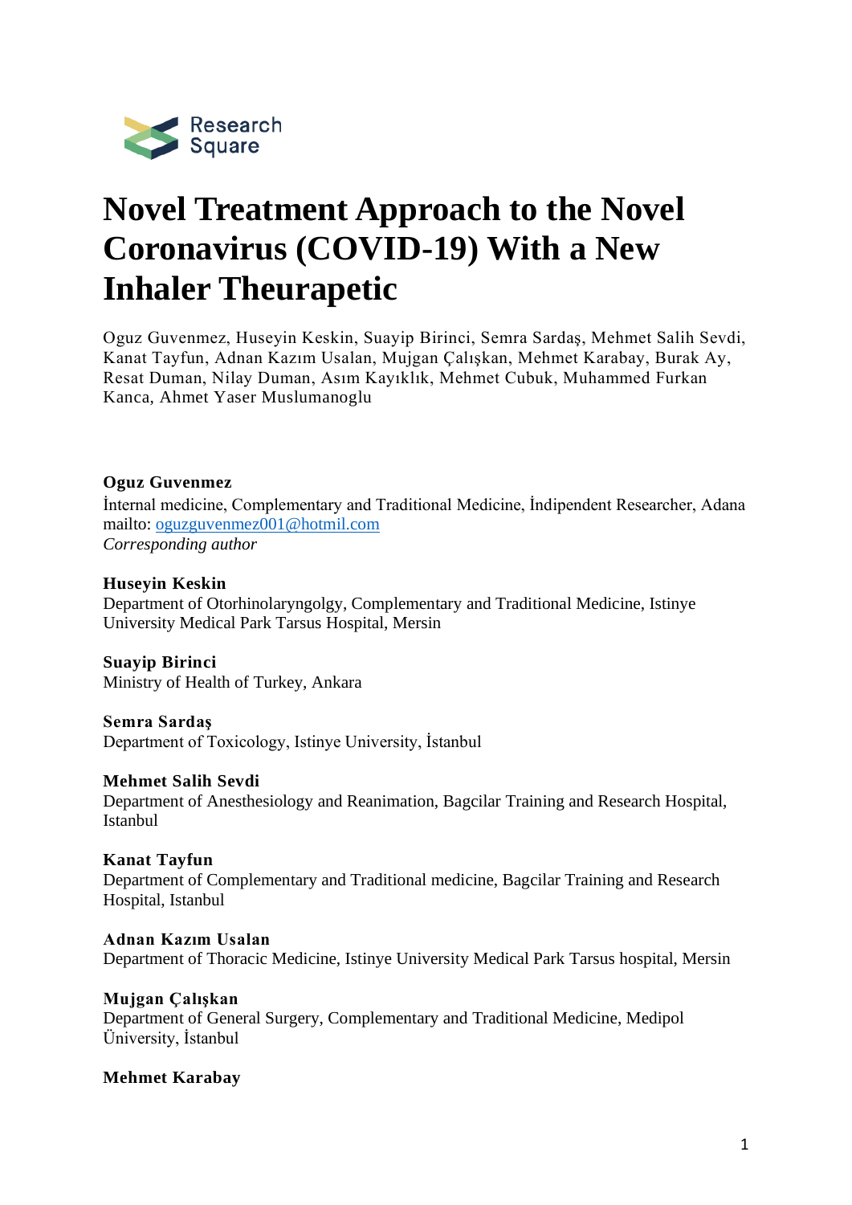# Novel Treatment Approach to the Novel Coronavirus (COVID-19) With a New Inhaler Theurapetic

Oguz Guvenmez, Huseyin Keskin, Suayip Birinci, Semra Sardaş, Mehmet Salih Sevdi, Kanat Tayfun, Adnan Kazım Usalan, Mujgan Çalışkan, Mehmet Karabay, Burak Ay, Resat Duman, Nilay Duman, Asım Kayıklık, Mehmet Cubuk, Muhammed Furkan Kanca, Ahmet Yaser Muslumanoglu

**Oguz Guvenmez**
İnternal medicine, Complementary and Traditional Medicine, İndipendent Researcher, Adana
mailto: oguzguvenmez001@hotmil.com
*Corresponding author*

**Huseyin Keskin**
Department of Otorhinolaryngolgy, Complementary and Traditional Medicine, Istinye University Medical Park Tarsus Hospital, Mersin

**Suayip Birinci**
Ministry of Health of Turkey, Ankara

**Semra Sardaş**
Department of Toxicology, Istinye University, İstanbul

**Mehmet Salih Sevdi**
Department of Anesthesiology and Reanimation, Bagcilar Training and Research Hospital, Istanbul

**Kanat Tayfun**
Department of Complementary and Traditional medicine, Bagcilar Training and Research Hospital, Istanbul

**Adnan Kazım Usalan**
Department of Thoracic Medicine, Istinye University Medical Park Tarsus hospital, Mersin

**Mujgan Çalışkan**
Department of General Surgery, Complementary and Traditional Medicine, Medipol Ünversity, İstanbul

**Mehmet Karabay**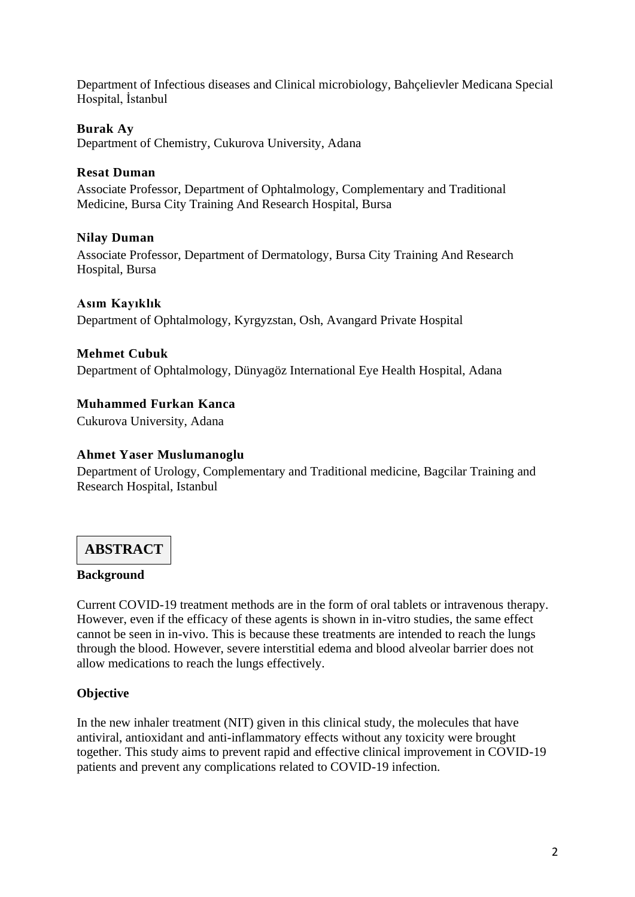Department of Infectious diseases and Clinical microbiology, Bahçelievler Medicana Special Hospital, İstanbul

**Burak Ay**

Department of Chemistry, Cukurova University, Adana

**Resat Duman**

Associate Professor, Department of Ophtalmology, Complementary and Traditional Medicine, Bursa City Training And Research Hospital, Bursa

**Nilay Duman**

Associate Professor, Department of Dermatology, Bursa City Training And Research Hospital, Bursa

**Asım Kayıklık**

Department of Ophtalmology, Kyrgyzstan, Osh, Avangard Private Hospital

**Mehmet Cubuk**

Department of Ophtalmology, Dünyagöz International Eye Health Hospital, Adana

**Muhammed Furkan Kanca**

Cukurova University, Adana

**Ahmet Yaser Muslumanoglu**

Department of Urology, Complementary and Traditional medicine, Bagcilar Training and Research Hospital, Istanbul

## ABSTRACT

### Background

Current COVID-19 treatment methods are in the form of oral tablets or intravenous therapy. However, even if the efficacy of these agents is shown in in-vitro studies, the same effect cannot be seen in in-vivo. This is because these treatments are intended to reach the lungs through the blood. However, severe interstitial edema and blood alveolar barrier does not allow medications to reach the lungs effectively.

### Objective

In the new inhaler treatment (NIT) given in this clinical study, the molecules that have antiviral, antioxidant and anti-inflammatory effects without any toxicity were brought together. This study aims to prevent rapid and effective clinical improvement in COVID-19 patients and prevent any complications related to COVID-19 infection.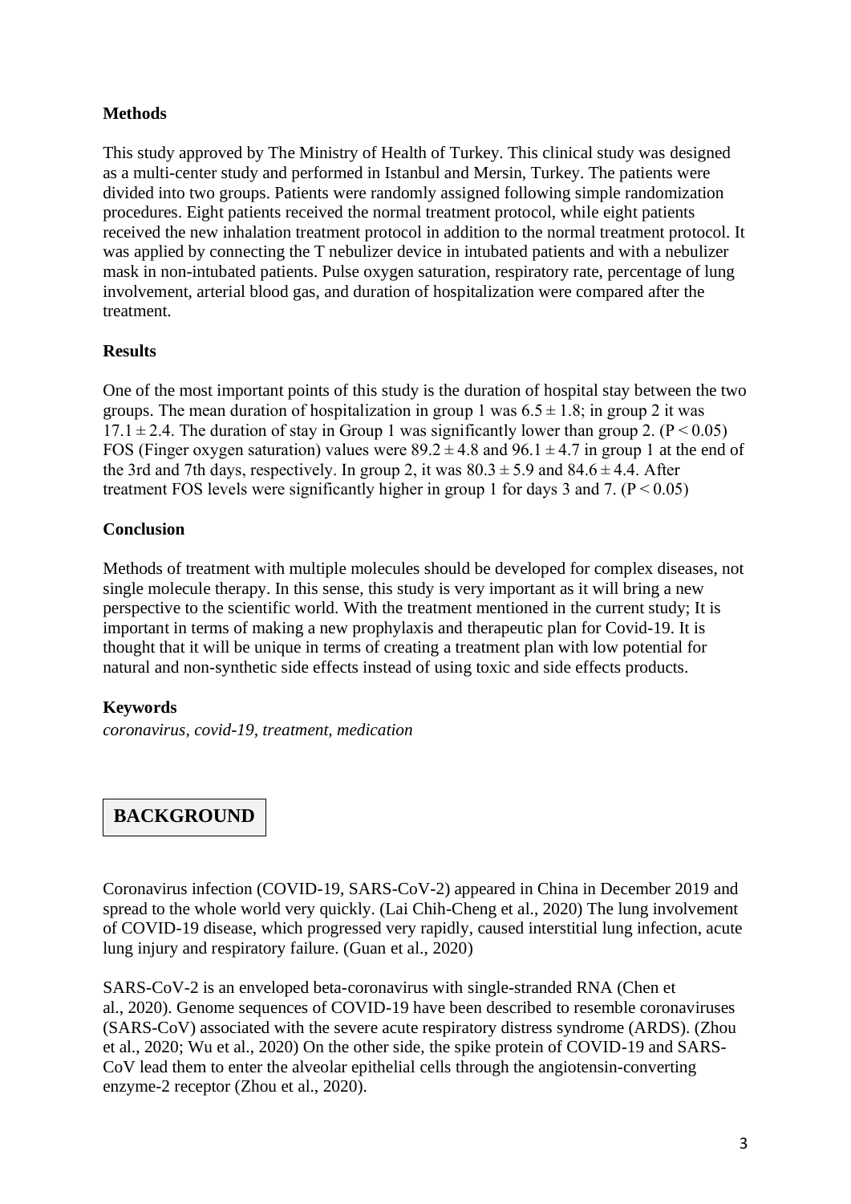**Methods**

This study approved by The Ministry of Health of Turkey. This clinical study was designed as a multi-center study and performed in Istanbul and Mersin, Turkey. The patients were divided into two groups. Patients were randomly assigned following simple randomization procedures. Eight patients received the normal treatment protocol, while eight patients received the new inhalation treatment protocol in addition to the normal treatment protocol. It was applied by connecting the T nebulizer device in intubated patients and with a nebulizer mask in non-intubated patients. Pulse oxygen saturation, respiratory rate, percentage of lung involvement, arterial blood gas, and duration of hospitalization were compared after the treatment.

**Results**

One of the most important points of this study is the duration of hospital stay between the two groups. The mean duration of hospitalization in group 1 was $6.5 \pm 1.8$; in group 2 it was $17.1 \pm 2.4$. The duration of stay in Group 1 was significantly lower than group 2. ($P < 0.05$) FOS (Finger oxygen saturation) values were $89.2 \pm 4.8$ and $96.1 \pm 4.7$ in group 1 at the end of the 3rd and 7th days, respectively. In group 2, it was $80.3 \pm 5.9$ and $84.6 \pm 4.4$. After treatment FOS levels were significantly higher in group 1 for days 3 and 7. ($P < 0.05$)

**Conclusion**

Methods of treatment with multiple molecules should be developed for complex diseases, not single molecule therapy. In this sense, this study is very important as it will bring a new perspective to the scientific world. With the treatment mentioned in the current study; It is important in terms of making a new prophylaxis and therapeutic plan for Covid-19. It is thought that it will be unique in terms of creating a treatment plan with low potential for natural and non-synthetic side effects instead of using toxic and side effects products.

**Keywords**

*coronavirus, covid-19, treatment, medication*

## BACKGROUND

Coronavirus infection (COVID-19, SARS-CoV-2) appeared in China in December 2019 and spread to the whole world very quickly. (Lai Chih-Cheng et al., 2020) The lung involvement of COVID-19 disease, which progressed very rapidly, caused interstitial lung infection, acute lung injury and respiratory failure. (Guan et al., 2020)

SARS-CoV-2 is an enveloped beta-coronavirus with single-stranded RNA (Chen et al., 2020). Genome sequences of COVID-19 have been described to resemble coronaviruses (SARS-CoV) associated with the severe acute respiratory distress syndrome (ARDS). (Zhou et al., 2020; Wu et al., 2020) On the other side, the spike protein of COVID-19 and SARS-CoV lead them to enter the alveolar epithelial cells through the angiotensin-converting enzyme-2 receptor (Zhou et al., 2020).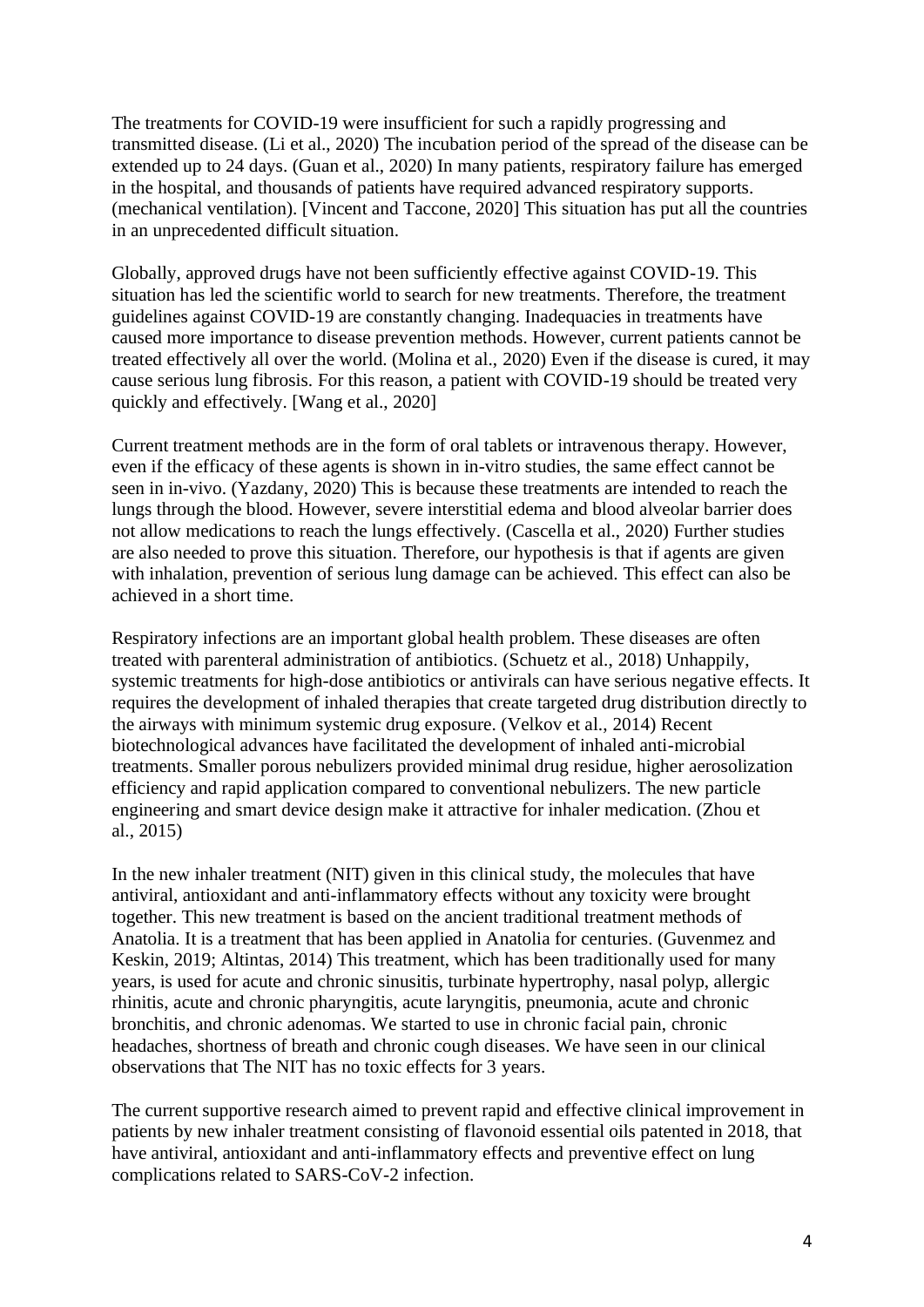The treatments for COVID-19 were insufficient for such a rapidly progressing and transmitted disease. (Li et al., 2020) The incubation period of the spread of the disease can be extended up to 24 days. (Guan et al., 2020) In many patients, respiratory failure has emerged in the hospital, and thousands of patients have required advanced respiratory supports. (mechanical ventilation). [Vincent and Taccone, 2020] This situation has put all the countries in an unprecedented difficult situation.

Globally, approved drugs have not been sufficiently effective against COVID-19. This situation has led the scientific world to search for new treatments. Therefore, the treatment guidelines against COVID-19 are constantly changing. Inadequacies in treatments have caused more importance to disease prevention methods. However, current patients cannot be treated effectively all over the world. (Molina et al., 2020) Even if the disease is cured, it may cause serious lung fibrosis. For this reason, a patient with COVID-19 should be treated very quickly and effectively. [Wang et al., 2020]

Current treatment methods are in the form of oral tablets or intravenous therapy. However, even if the efficacy of these agents is shown in in-vitro studies, the same effect cannot be seen in in-vivo. (Yazdany, 2020) This is because these treatments are intended to reach the lungs through the blood. However, severe interstitial edema and blood alveolar barrier does not allow medications to reach the lungs effectively. (Cascella et al., 2020) Further studies are also needed to prove this situation. Therefore, our hypothesis is that if agents are given with inhalation, prevention of serious lung damage can be achieved. This effect can also be achieved in a short time.

Respiratory infections are an important global health problem. These diseases are often treated with parenteral administration of antibiotics. (Schuetz et al., 2018) Unhappily, systemic treatments for high-dose antibiotics or antivirals can have serious negative effects. It requires the development of inhaled therapies that create targeted drug distribution directly to the airways with minimum systemic drug exposure. (Velkov et al., 2014) Recent biotechnological advances have facilitated the development of inhaled anti-microbial treatments. Smaller porous nebulizers provided minimal drug residue, higher aerosolization efficiency and rapid application compared to conventional nebulizers. The new particle engineering and smart device design make it attractive for inhaler medication. (Zhou et al., 2015)

In the new inhaler treatment (NIT) given in this clinical study, the molecules that have antiviral, antioxidant and anti-inflammatory effects without any toxicity were brought together. This new treatment is based on the ancient traditional treatment methods of Anatolia. It is a treatment that has been applied in Anatolia for centuries. (Guvenmez and Keskin, 2019; Altintas, 2014) This treatment, which has been traditionally used for many years, is used for acute and chronic sinusitis, turbinate hypertrophy, nasal polyp, allergic rhinitis, acute and chronic pharyngitis, acute laryngitis, pneumonia, acute and chronic bronchitis, and chronic adenomas. We started to use in chronic facial pain, chronic headaches, shortness of breath and chronic cough diseases. We have seen in our clinical observations that The NIT has no toxic effects for 3 years.

The current supportive research aimed to prevent rapid and effective clinical improvement in patients by new inhaler treatment consisting of flavonoid essential oils patented in 2018, that have antiviral, antioxidant and anti-inflammatory effects and preventive effect on lung complications related to SARS-CoV-2 infection.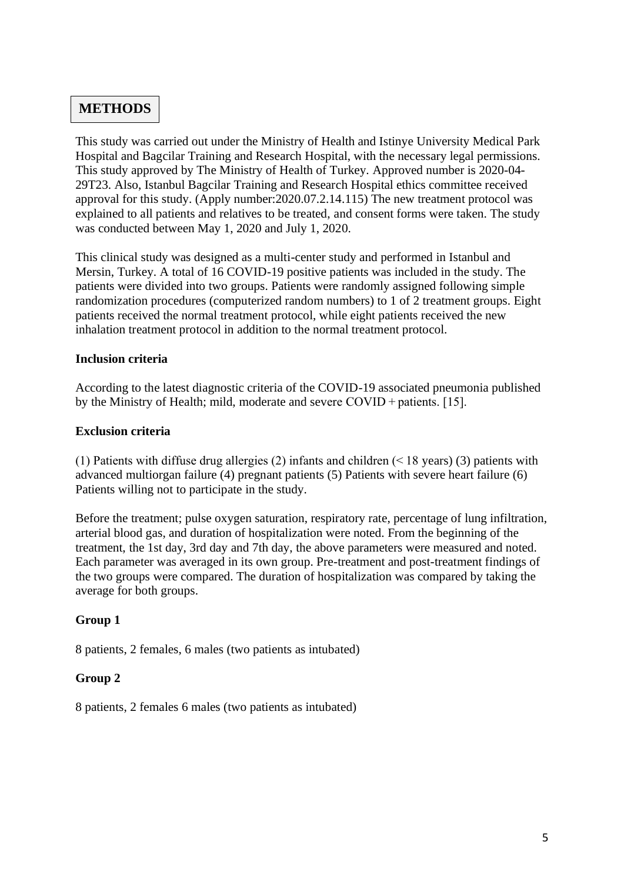# METHODS

This study was carried out under the Ministry of Health and Istinye University Medical Park Hospital and Bagcilar Training and Research Hospital, with the necessary legal permissions. This study approved by The Ministry of Health of Turkey. Approved number is 2020-04-29T23. Also, Istanbul Bagcilar Training and Research Hospital ethics committee received approval for this study. (Apply number:2020.07.2.14.115) The new treatment protocol was explained to all patients and relatives to be treated, and consent forms were taken. The study was conducted between May 1, 2020 and July 1, 2020.

This clinical study was designed as a multi-center study and performed in Istanbul and Mersin, Turkey. A total of 16 COVID-19 positive patients was included in the study. The patients were divided into two groups. Patients were randomly assigned following simple randomization procedures (computerized random numbers) to 1 of 2 treatment groups. Eight patients received the normal treatment protocol, while eight patients received the new inhalation treatment protocol in addition to the normal treatment protocol.

**Inclusion criteria**

According to the latest diagnostic criteria of the COVID-19 associated pneumonia published by the Ministry of Health; mild, moderate and severe COVID + patients. [15].

**Exclusion criteria**

(1) Patients with diffuse drug allergies (2) infants and children (< 18 years) (3) patients with advanced multiorgan failure (4) pregnant patients (5) Patients with severe heart failure (6) Patients willing not to participate in the study.

Before the treatment; pulse oxygen saturation, respiratory rate, percentage of lung infiltration, arterial blood gas, and duration of hospitalization were noted. From the beginning of the treatment, the 1st day, 3rd day and 7th day, the above parameters were measured and noted. Each parameter was averaged in its own group. Pre-treatment and post-treatment findings of the two groups were compared. The duration of hospitalization was compared by taking the average for both groups.

**Group 1**

8 patients, 2 females, 6 males (two patients as intubated)

**Group 2**

8 patients, 2 females 6 males (two patients as intubated)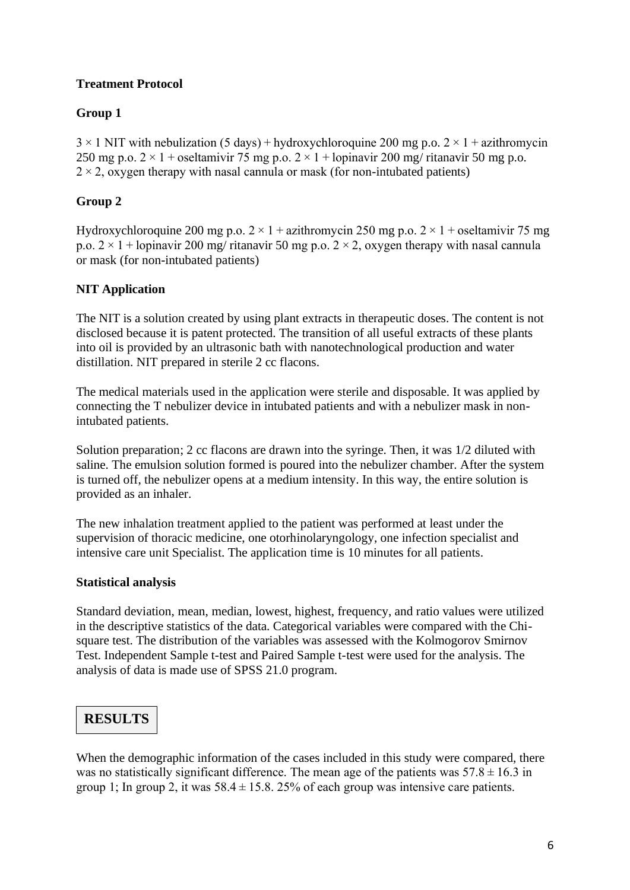**Treatment Protocol**

**Group 1**

$3 \times 1$ NIT with nebulization (5 days) + hydroxychloroquine 200 mg p.o. $2 \times 1$ + azithromycin 250 mg p.o. $2 \times 1$ + oseltamivir 75 mg p.o. $2 \times 1$ + lopinavir 200 mg/ ritanavir 50 mg p.o. $2 \times 2$, oxygen therapy with nasal cannula or mask (for non-intubated patients)

**Group 2**

Hydroxychloroquine 200 mg p.o. $2 \times 1$ + azithromycin 250 mg p.o. $2 \times 1$ + oseltamivir 75 mg p.o. $2 \times 1$ + lopinavir 200 mg/ ritanavir 50 mg p.o. $2 \times 2$, oxygen therapy with nasal cannula or mask (for non-intubated patients)

**NIT Application**

The NIT is a solution created by using plant extracts in therapeutic doses. The content is not disclosed because it is patent protected. The transition of all useful extracts of these plants into oil is provided by an ultrasonic bath with nanotechnological production and water distillation. NIT prepared in sterile 2 cc flacons.

The medical materials used in the application were sterile and disposable. It was applied by connecting the T nebulizer device in intubated patients and with a nebulizer mask in non-intubated patients.

Solution preparation; 2 cc flacons are drawn into the syringe. Then, it was 1/2 diluted with saline. The emulsion solution formed is poured into the nebulizer chamber. After the system is turned off, the nebulizer opens at a medium intensity. In this way, the entire solution is provided as an inhaler.

The new inhalation treatment applied to the patient was performed at least under the supervision of thoracic medicine, one otorhinolaryngology, one infection specialist and intensive care unit Specialist. The application time is 10 minutes for all patients.

**Statistical analysis**

Standard deviation, mean, median, lowest, highest, frequency, and ratio values were utilized in the descriptive statistics of the data. Categorical variables were compared with the Chi-square test. The distribution of the variables was assessed with the Kolmogorov Smirnov Test. Independent Sample t-test and Paired Sample t-test were used for the analysis. The analysis of data is made use of SPSS 21.0 program.

## RESULTS

When the demographic information of the cases included in this study were compared, there was no statistically significant difference. The mean age of the patients was $57.8 \pm 16.3$ in group 1; In group 2, it was $58.4 \pm 15.8$. 25% of each group was intensive care patients.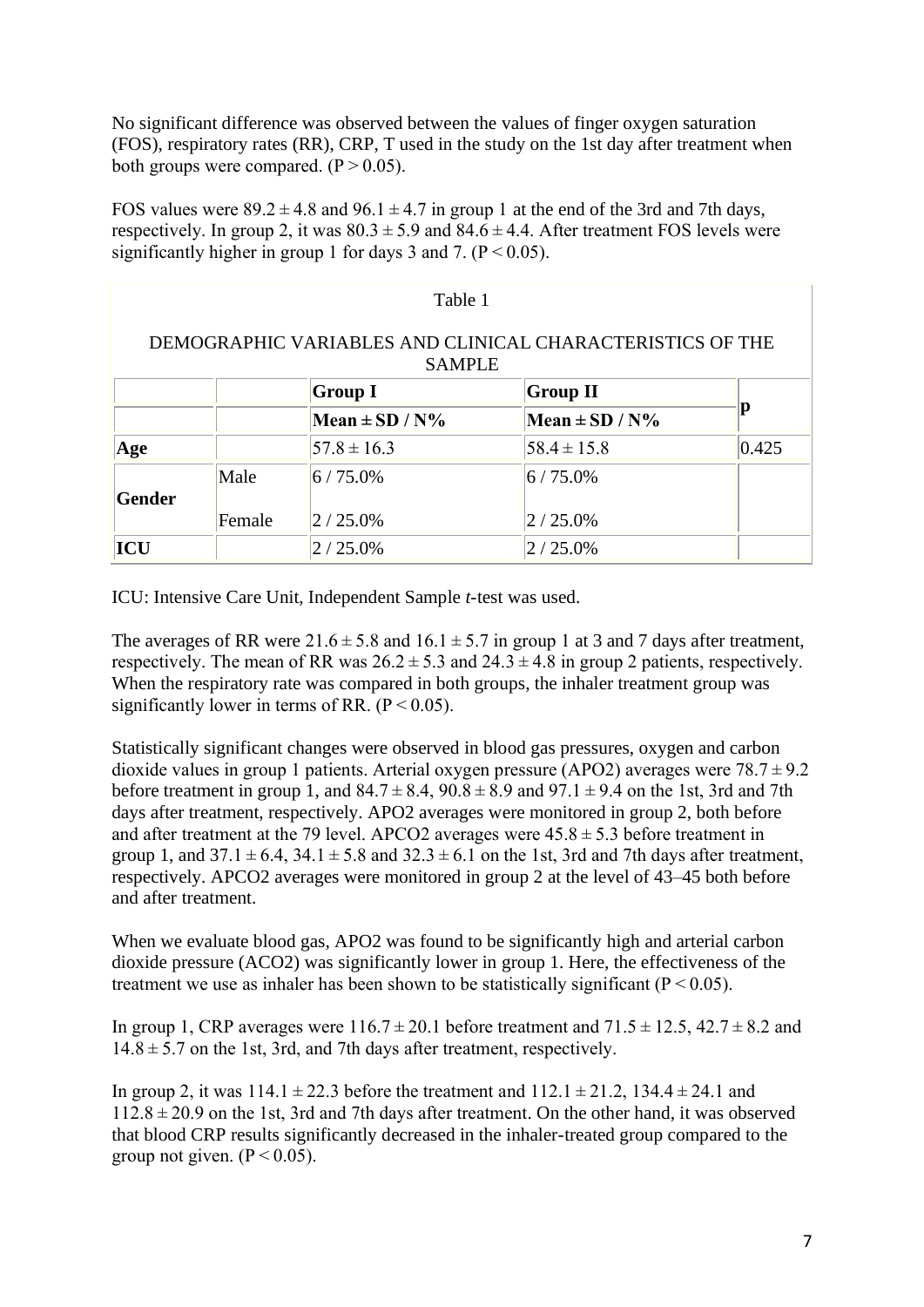No significant difference was observed between the values of finger oxygen saturation (FOS), respiratory rates (RR), CRP, T used in the study on the 1st day after treatment when both groups were compared. ($P > 0.05$).

FOS values were $89.2 \pm 4.8$ and $96.1 \pm 4.7$ in group 1 at the end of the 3rd and 7th days, respectively. In group 2, it was $80.3 \pm 5.9$ and $84.6 \pm 4.4$. After treatment FOS levels were significantly higher in group 1 for days 3 and 7. ($P < 0.05$).

Table 1

DEMOGRAPHIC VARIABLES AND CLINICAL CHARACTERISTICS OF THE SAMPLE

| | | **Group I** | **Group II** | **p** |
|---|---|---|---|---|
| | | **Mean ± SD / N%** | **Mean ± SD / N%** | |
| **Age** | | 57.8 ± 16.3 | 58.4 ± 15.8 | 0.425 |
| **Gender** | Male | 6 / 75.0% | 6 / 75.0% | |
| | Female | 2 / 25.0% | 2 / 25.0% | |
| **ICU** | | 2 / 25.0% | 2 / 25.0% | |

ICU: Intensive Care Unit, Independent Sample *t*-test was used.

The averages of RR were $21.6 \pm 5.8$ and $16.1 \pm 5.7$ in group 1 at 3 and 7 days after treatment, respectively. The mean of RR was $26.2 \pm 5.3$ and $24.3 \pm 4.8$ in group 2 patients, respectively. When the respiratory rate was compared in both groups, the inhaler treatment group was significantly lower in terms of RR. ($P < 0.05$).

Statistically significant changes were observed in blood gas pressures, oxygen and carbon dioxide values in group 1 patients. Arterial oxygen pressure (APO2) averages were $78.7 \pm 9.2$ before treatment in group 1, and $84.7 \pm 8.4$, $90.8 \pm 8.9$ and $97.1 \pm 9.4$ on the 1st, 3rd and 7th days after treatment, respectively. APO2 averages were monitored in group 2, both before and after treatment at the 79 level. APCO2 averages were $45.8 \pm 5.3$ before treatment in group 1, and $37.1 \pm 6.4$, $34.1 \pm 5.8$ and $32.3 \pm 6.1$ on the 1st, 3rd and 7th days after treatment, respectively. APCO2 averages were monitored in group 2 at the level of 43–45 both before and after treatment.

When we evaluate blood gas, APO2 was found to be significantly high and arterial carbon dioxide pressure (ACO2) was significantly lower in group 1. Here, the effectiveness of the treatment we use as inhaler has been shown to be statistically significant ($P < 0.05$).

In group 1, CRP averages were $116.7 \pm 20.1$ before treatment and $71.5 \pm 12.5$, $42.7 \pm 8.2$ and $14.8 \pm 5.7$ on the 1st, 3rd, and 7th days after treatment, respectively.

In group 2, it was $114.1 \pm 22.3$ before the treatment and $112.1 \pm 21.2$, $134.4 \pm 24.1$ and $112.8 \pm 20.9$ on the 1st, 3rd and 7th days after treatment. On the other hand, it was observed that blood CRP results significantly decreased in the inhaler-treated group compared to the group not given. ($P < 0.05$).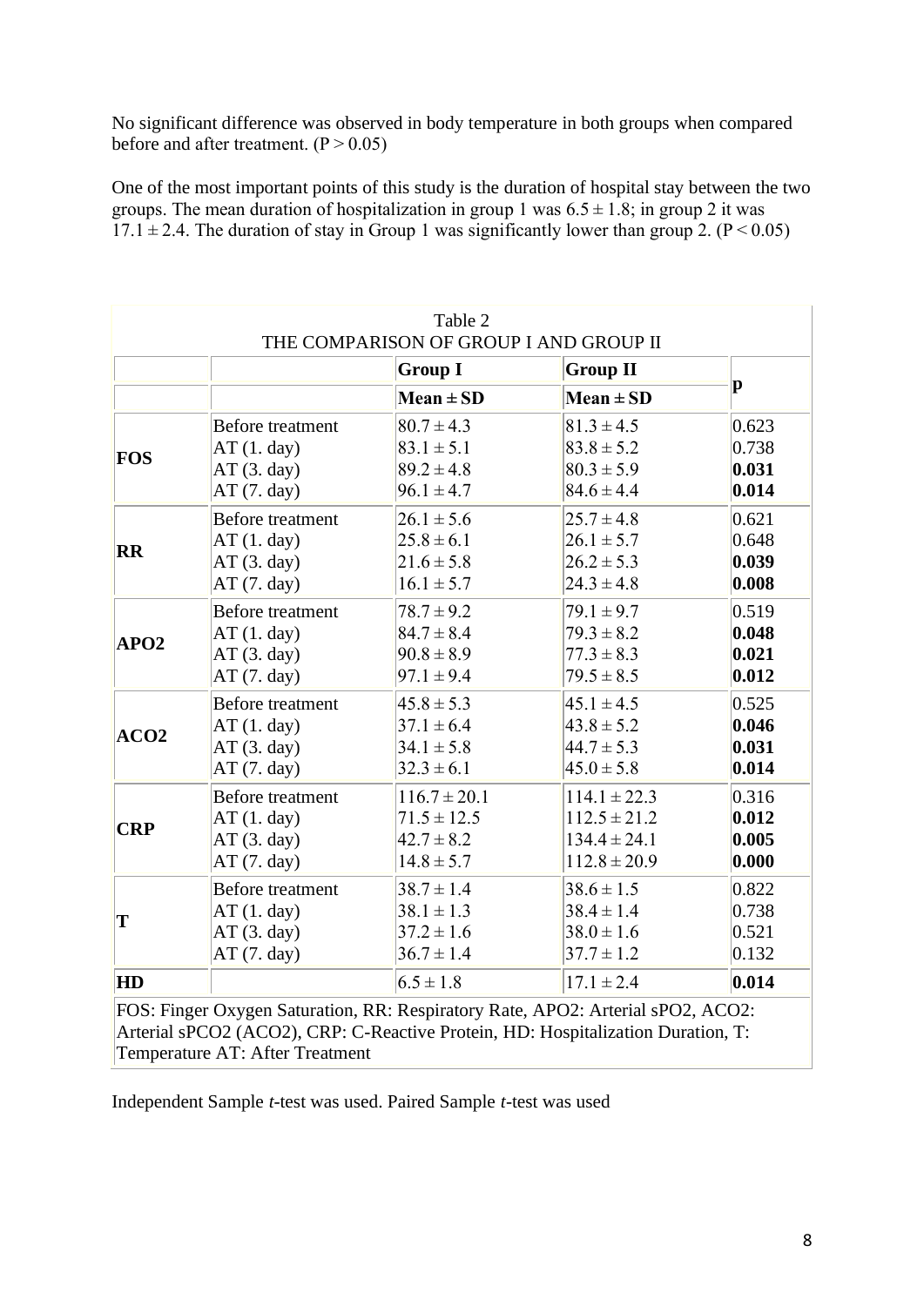No significant difference was observed in body temperature in both groups when compared before and after treatment. ($P > 0.05$)

One of the most important points of this study is the duration of hospital stay between the two groups. The mean duration of hospitalization in group 1 was $6.5 \pm 1.8$; in group 2 it was $17.1 \pm 2.4$. The duration of stay in Group 1 was significantly lower than group 2. ($P < 0.05$)

Table 2
THE COMPARISON OF GROUP I AND GROUP II

| | | **Group I** | **Group II** | **p** |
|---|---|---|---|---|
| | | **Mean ± SD** | **Mean ± SD** | |
| **FOS** | Before treatment | 80.7 ± 4.3 | 81.3 ± 4.5 | 0.623 |
| | AT (1. day) | 83.1 ± 5.1 | 83.8 ± 5.2 | 0.738 |
| | AT (3. day) | 89.2 ± 4.8 | 80.3 ± 5.9 | **0.031** |
| | AT (7. day) | 96.1 ± 4.7 | 84.6 ± 4.4 | **0.014** |
| **RR** | Before treatment | 26.1 ± 5.6 | 25.7 ± 4.8 | 0.621 |
| | AT (1. day) | 25.8 ± 6.1 | 26.1 ± 5.7 | 0.648 |
| | AT (3. day) | 21.6 ± 5.8 | 26.2 ± 5.3 | **0.039** |
| | AT (7. day) | 16.1 ± 5.7 | 24.3 ± 4.8 | **0.008** |
| **APO2** | Before treatment | 78.7 ± 9.2 | 79.1 ± 9.7 | 0.519 |
| | AT (1. day) | 84.7 ± 8.4 | 79.3 ± 8.2 | **0.048** |
| | AT (3. day) | 90.8 ± 8.9 | 77.3 ± 8.3 | **0.021** |
| | AT (7. day) | 97.1 ± 9.4 | 79.5 ± 8.5 | **0.012** |
| **ACO2** | Before treatment | 45.8 ± 5.3 | 45.1 ± 4.5 | 0.525 |
| | AT (1. day) | 37.1 ± 6.4 | 43.8 ± 5.2 | **0.046** |
| | AT (3. day) | 34.1 ± 5.8 | 44.7 ± 5.3 | **0.031** |
| | AT (7. day) | 32.3 ± 6.1 | 45.0 ± 5.8 | **0.014** |
| **CRP** | Before treatment | 116.7 ± 20.1 | 114.1 ± 22.3 | 0.316 |
| | AT (1. day) | 71.5 ± 12.5 | 112.5 ± 21.2 | **0.012** |
| | AT (3. day) | 42.7 ± 8.2 | 134.4 ± 24.1 | **0.005** |
| | AT (7. day) | 14.8 ± 5.7 | 112.8 ± 20.9 | **0.000** |
| **T** | Before treatment | 38.7 ± 1.4 | 38.6 ± 1.5 | 0.822 |
| | AT (1. day) | 38.1 ± 1.3 | 38.4 ± 1.4 | 0.738 |
| | AT (3. day) | 37.2 ± 1.6 | 38.0 ± 1.6 | 0.521 |
| | AT (7. day) | 36.7 ± 1.4 | 37.7 ± 1.2 | 0.132 |
| **HD** | | 6.5 ± 1.8 | 17.1 ± 2.4 | **0.014** |

FOS: Finger Oxygen Saturation, RR: Respiratory Rate, APO2: Arterial sPO2, ACO2: Arterial sPCO2 (ACO2), CRP: C-Reactive Protein, HD: Hospitalization Duration, T: Temperature AT: After Treatment

Independent Sample *t*-test was used. Paired Sample *t*-test was used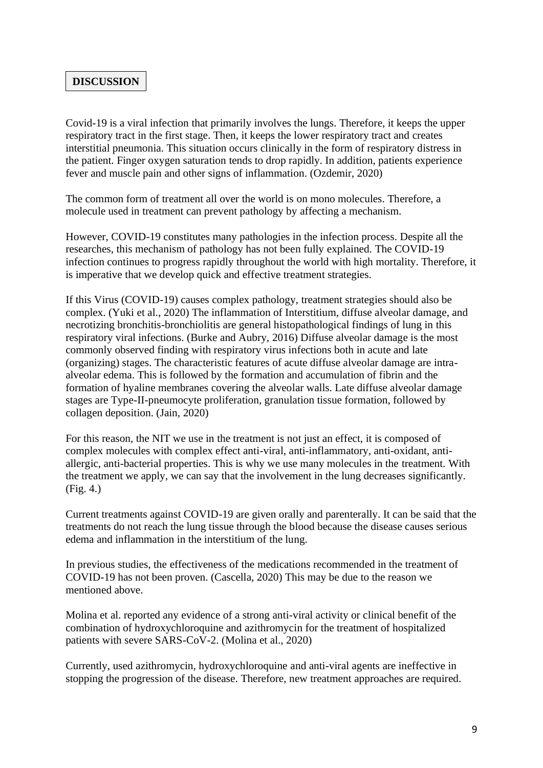## DISCUSSION

Covid-19 is a viral infection that primarily involves the lungs. Therefore, it keeps the upper respiratory tract in the first stage. Then, it keeps the lower respiratory tract and creates interstitial pneumonia. This situation occurs clinically in the form of respiratory distress in the patient. Finger oxygen saturation tends to drop rapidly. In addition, patients experience fever and muscle pain and other signs of inflammation. (Ozdemir, 2020)

The common form of treatment all over the world is on mono molecules. Therefore, a molecule used in treatment can prevent pathology by affecting a mechanism.

However, COVID-19 constitutes many pathologies in the infection process. Despite all the researches, this mechanism of pathology has not been fully explained. The COVID-19 infection continues to progress rapidly throughout the world with high mortality. Therefore, it is imperative that we develop quick and effective treatment strategies.

If this Virus (COVID-19) causes complex pathology, treatment strategies should also be complex. (Yuki et al., 2020) The inflammation of Interstitium, diffuse alveolar damage, and necrotizing bronchitis-bronchiolitis are general histopathological findings of lung in this respiratory viral infections. (Burke and Aubry, 2016) Diffuse alveolar damage is the most commonly observed finding with respiratory virus infections both in acute and late (organizing) stages. The characteristic features of acute diffuse alveolar damage are intra-alveolar edema. This is followed by the formation and accumulation of fibrin and the formation of hyaline membranes covering the alveolar walls. Late diffuse alveolar damage stages are Type-II-pneumocyte proliferation, granulation tissue formation, followed by collagen deposition. (Jain, 2020)

For this reason, the NIT we use in the treatment is not just an effect, it is composed of complex molecules with complex effect anti-viral, anti-inflammatory, anti-oxidant, anti-allergic, anti-bacterial properties. This is why we use many molecules in the treatment. With the treatment we apply, we can say that the involvement in the lung decreases significantly. (Fig. 4.)

Current treatments against COVID-19 are given orally and parenterally. It can be said that the treatments do not reach the lung tissue through the blood because the disease causes serious edema and inflammation in the interstitium of the lung.

In previous studies, the effectiveness of the medications recommended in the treatment of COVID-19 has not been proven. (Cascella, 2020) This may be due to the reason we mentioned above.

Molina et al. reported any evidence of a strong anti-viral activity or clinical benefit of the combination of hydroxychloroquine and azithromycin for the treatment of hospitalized patients with severe SARS-CoV-2. (Molina et al., 2020)

Currently, used azithromycin, hydroxychloroquine and anti-viral agents are ineffective in stopping the progression of the disease. Therefore, new treatment approaches are required.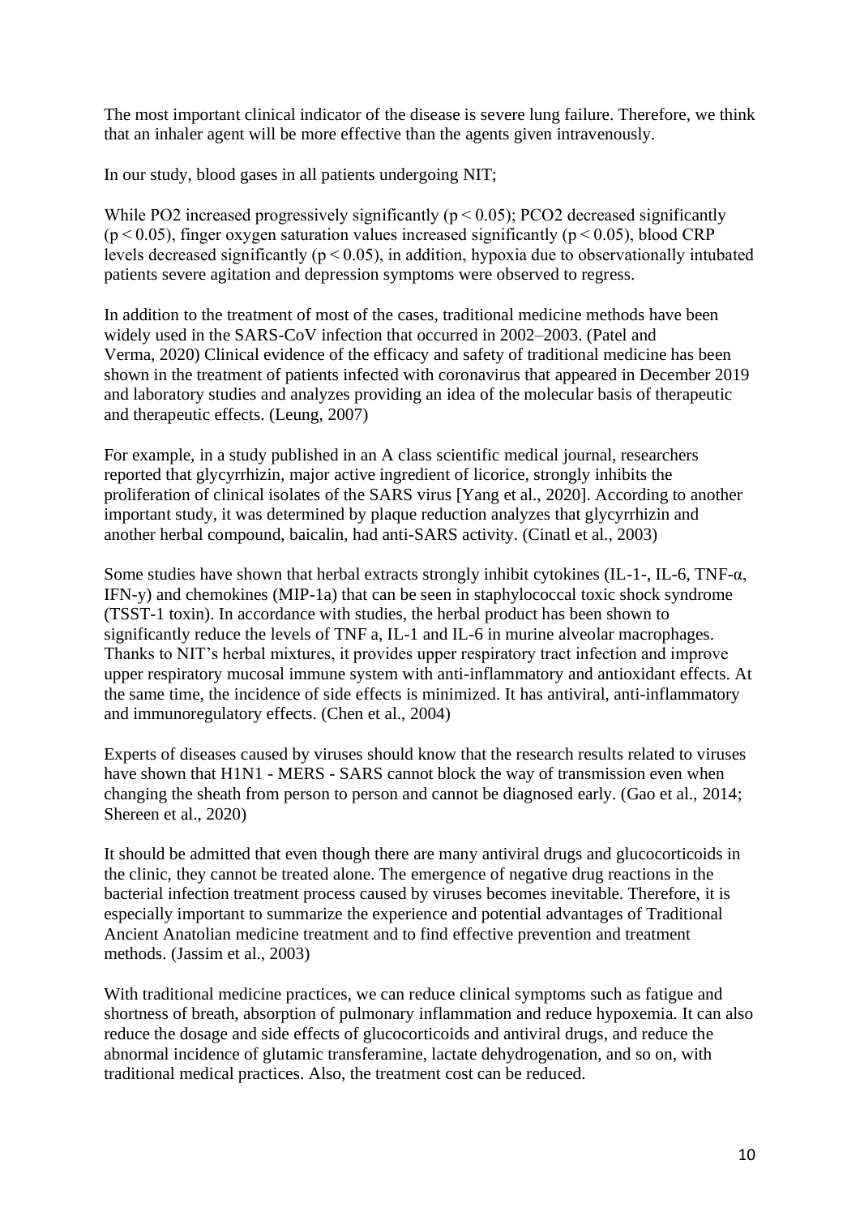The most important clinical indicator of the disease is severe lung failure. Therefore, we think that an inhaler agent will be more effective than the agents given intravenously.

In our study, blood gases in all patients undergoing NIT;

While PO2 increased progressively significantly ($p < 0.05$); PCO2 decreased significantly ($p < 0.05$), finger oxygen saturation values increased significantly ($p < 0.05$), blood CRP levels decreased significantly ($p < 0.05$), in addition, hypoxia due to observationally intubated patients severe agitation and depression symptoms were observed to regress.

In addition to the treatment of most of the cases, traditional medicine methods have been widely used in the SARS-CoV infection that occurred in 2002–2003. (Patel and Verma, 2020) Clinical evidence of the efficacy and safety of traditional medicine has been shown in the treatment of patients infected with coronavirus that appeared in December 2019 and laboratory studies and analyzes providing an idea of the molecular basis of therapeutic and therapeutic effects. (Leung, 2007)

For example, in a study published in an A class scientific medical journal, researchers reported that glycyrrhizin, major active ingredient of licorice, strongly inhibits the proliferation of clinical isolates of the SARS virus [Yang et al., 2020]. According to another important study, it was determined by plaque reduction analyzes that glycyrrhizin and another herbal compound, baicalin, had anti-SARS activity. (Cinatl et al., 2003)

Some studies have shown that herbal extracts strongly inhibit cytokines (IL-1-, IL-6, TNF-α, IFN-y) and chemokines (MIP-1a) that can be seen in staphylococcal toxic shock syndrome (TSST-1 toxin). In accordance with studies, the herbal product has been shown to significantly reduce the levels of TNF a, IL-1 and IL-6 in murine alveolar macrophages. Thanks to NIT's herbal mixtures, it provides upper respiratory tract infection and improve upper respiratory mucosal immune system with anti-inflammatory and antioxidant effects. At the same time, the incidence of side effects is minimized. It has antiviral, anti-inflammatory and immunoregulatory effects. (Chen et al., 2004)

Experts of diseases caused by viruses should know that the research results related to viruses have shown that H1N1 - MERS - SARS cannot block the way of transmission even when changing the sheath from person to person and cannot be diagnosed early. (Gao et al., 2014; Shereen et al., 2020)

It should be admitted that even though there are many antiviral drugs and glucocorticoids in the clinic, they cannot be treated alone. The emergence of negative drug reactions in the bacterial infection treatment process caused by viruses becomes inevitable. Therefore, it is especially important to summarize the experience and potential advantages of Traditional Ancient Anatolian medicine treatment and to find effective prevention and treatment methods. (Jassim et al., 2003)

With traditional medicine practices, we can reduce clinical symptoms such as fatigue and shortness of breath, absorption of pulmonary inflammation and reduce hypoxemia. It can also reduce the dosage and side effects of glucocorticoids and antiviral drugs, and reduce the abnormal incidence of glutamic transferamine, lactate dehydrogenation, and so on, with traditional medical practices. Also, the treatment cost can be reduced.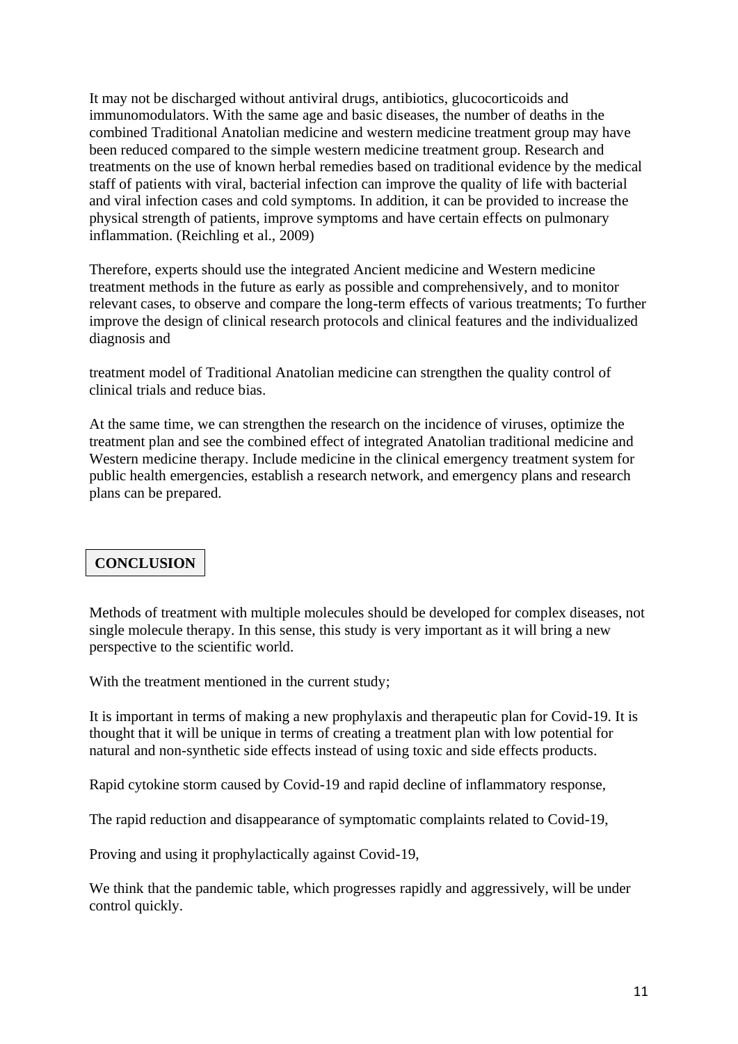It may not be discharged without antiviral drugs, antibiotics, glucocorticoids and immunomodulators. With the same age and basic diseases, the number of deaths in the combined Traditional Anatolian medicine and western medicine treatment group may have been reduced compared to the simple western medicine treatment group. Research and treatments on the use of known herbal remedies based on traditional evidence by the medical staff of patients with viral, bacterial infection can improve the quality of life with bacterial and viral infection cases and cold symptoms. In addition, it can be provided to increase the physical strength of patients, improve symptoms and have certain effects on pulmonary inflammation. (Reichling et al., 2009)

Therefore, experts should use the integrated Ancient medicine and Western medicine treatment methods in the future as early as possible and comprehensively, and to monitor relevant cases, to observe and compare the long-term effects of various treatments; To further improve the design of clinical research protocols and clinical features and the individualized diagnosis and

treatment model of Traditional Anatolian medicine can strengthen the quality control of clinical trials and reduce bias.

At the same time, we can strengthen the research on the incidence of viruses, optimize the treatment plan and see the combined effect of integrated Anatolian traditional medicine and Western medicine therapy. Include medicine in the clinical emergency treatment system for public health emergencies, establish a research network, and emergency plans and research plans can be prepared.

## CONCLUSION

Methods of treatment with multiple molecules should be developed for complex diseases, not single molecule therapy. In this sense, this study is very important as it will bring a new perspective to the scientific world.

With the treatment mentioned in the current study;

It is important in terms of making a new prophylaxis and therapeutic plan for Covid-19. It is thought that it will be unique in terms of creating a treatment plan with low potential for natural and non-synthetic side effects instead of using toxic and side effects products.

Rapid cytokine storm caused by Covid-19 and rapid decline of inflammatory response,

The rapid reduction and disappearance of symptomatic complaints related to Covid-19,

Proving and using it prophylactically against Covid-19,

We think that the pandemic table, which progresses rapidly and aggressively, will be under control quickly.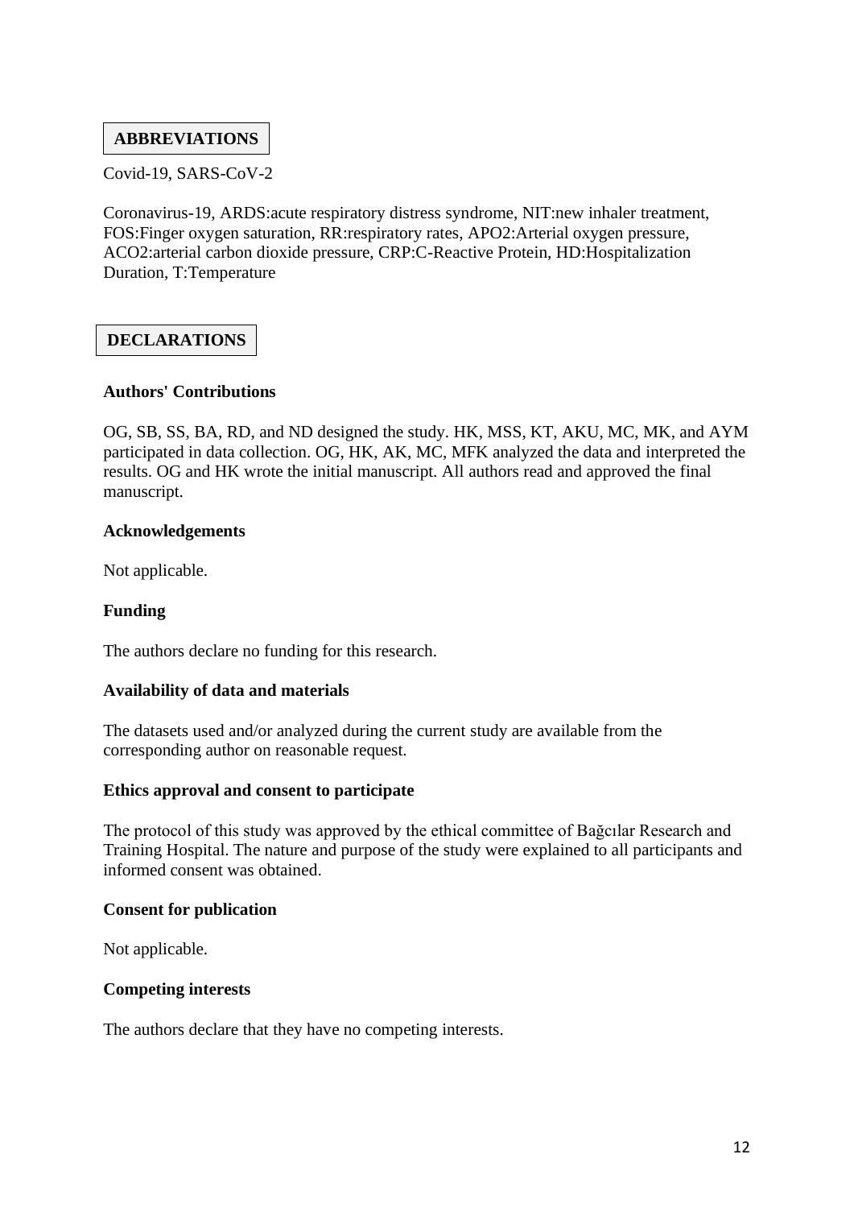## ABBREVIATIONS

Covid-19, SARS-CoV-2

Coronavirus-19, ARDS:acute respiratory distress syndrome, NIT:new inhaler treatment, FOS:Finger oxygen saturation, RR:respiratory rates, APO2:Arterial oxygen pressure, ACO2:arterial carbon dioxide pressure, CRP:C-Reactive Protein, HD:Hospitalization Duration, T:Temperature

## DECLARATIONS

### Authors' Contributions

OG, SB, SS, BA, RD, and ND designed the study. HK, MSS, KT, AKU, MC, MK, and AYM participated in data collection. OG, HK, AK, MC, MFK analyzed the data and interpreted the results. OG and HK wrote the initial manuscript. All authors read and approved the final manuscript.

### Acknowledgements

Not applicable.

### Funding

The authors declare no funding for this research.

### Availability of data and materials

The datasets used and/or analyzed during the current study are available from the corresponding author on reasonable request.

### Ethics approval and consent to participate

The protocol of this study was approved by the ethical committee of Bağcılar Research and Training Hospital. The nature and purpose of the study were explained to all participants and informed consent was obtained.

### Consent for publication

Not applicable.

### Competing interests

The authors declare that they have no competing interests.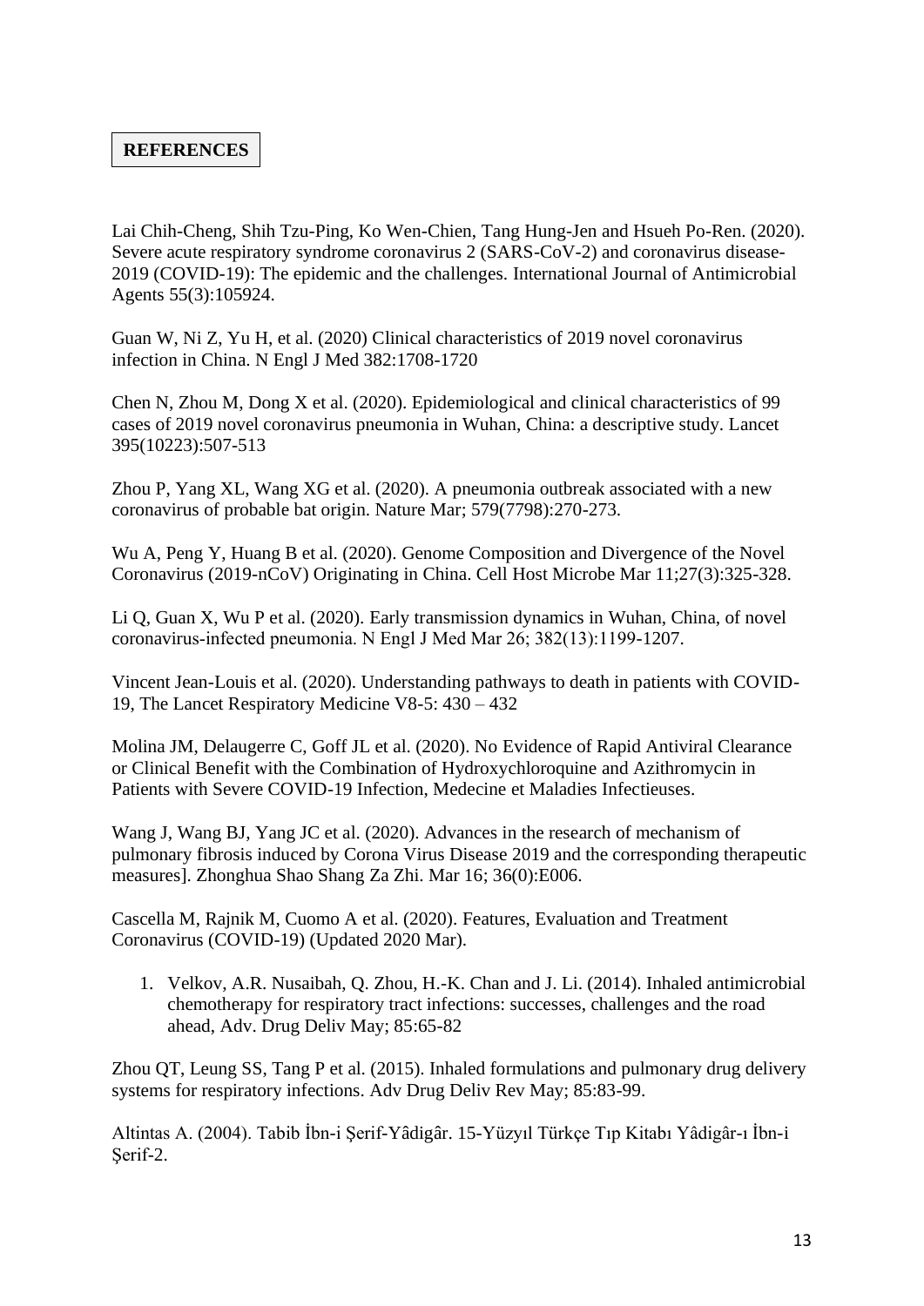## REFERENCES

Lai Chih-Cheng, Shih Tzu-Ping, Ko Wen-Chien, Tang Hung-Jen and Hsueh Po-Ren. (2020). Severe acute respiratory syndrome coronavirus 2 (SARS-CoV-2) and coronavirus disease-2019 (COVID-19): The epidemic and the challenges. International Journal of Antimicrobial Agents 55(3):105924.

Guan W, Ni Z, Yu H, et al. (2020) Clinical characteristics of 2019 novel coronavirus infection in China. N Engl J Med 382:1708-1720

Chen N, Zhou M, Dong X et al. (2020). Epidemiological and clinical characteristics of 99 cases of 2019 novel coronavirus pneumonia in Wuhan, China: a descriptive study. Lancet 395(10223):507-513

Zhou P, Yang XL, Wang XG et al. (2020). A pneumonia outbreak associated with a new coronavirus of probable bat origin. Nature Mar; 579(7798):270-273.

Wu A, Peng Y, Huang B et al. (2020). Genome Composition and Divergence of the Novel Coronavirus (2019-nCoV) Originating in China. Cell Host Microbe Mar 11;27(3):325-328.

Li Q, Guan X, Wu P et al. (2020). Early transmission dynamics in Wuhan, China, of novel coronavirus-infected pneumonia. N Engl J Med Mar 26; 382(13):1199-1207.

Vincent Jean-Louis et al. (2020). Understanding pathways to death in patients with COVID-19, The Lancet Respiratory Medicine V8-5: 430 – 432

Molina JM, Delaugerre C, Goff JL et al. (2020). No Evidence of Rapid Antiviral Clearance or Clinical Benefit with the Combination of Hydroxychloroquine and Azithromycin in Patients with Severe COVID-19 Infection, Medecine et Maladies Infectieuses.

Wang J, Wang BJ, Yang JC et al. (2020). Advances in the research of mechanism of pulmonary fibrosis induced by Corona Virus Disease 2019 and the corresponding therapeutic measures]. Zhonghua Shao Shang Za Zhi. Mar 16; 36(0):E006.

Cascella M, Rajnik M, Cuomo A et al. (2020). Features, Evaluation and Treatment Coronavirus (COVID-19) (Updated 2020 Mar).

1. Velkov, A.R. Nusaibah, Q. Zhou, H.-K. Chan and J. Li. (2014). Inhaled antimicrobial chemotherapy for respiratory tract infections: successes, challenges and the road ahead, Adv. Drug Deliv May; 85:65-82

Zhou QT, Leung SS, Tang P et al. (2015). Inhaled formulations and pulmonary drug delivery systems for respiratory infections. Adv Drug Deliv Rev May; 85:83-99.

Altintas A. (2004). Tabib İbn-i Şerif-Yâdigâr. 15-Yüzyıl Türkçe Tıp Kitabı Yâdigâr-ı İbn-i Şerif-2.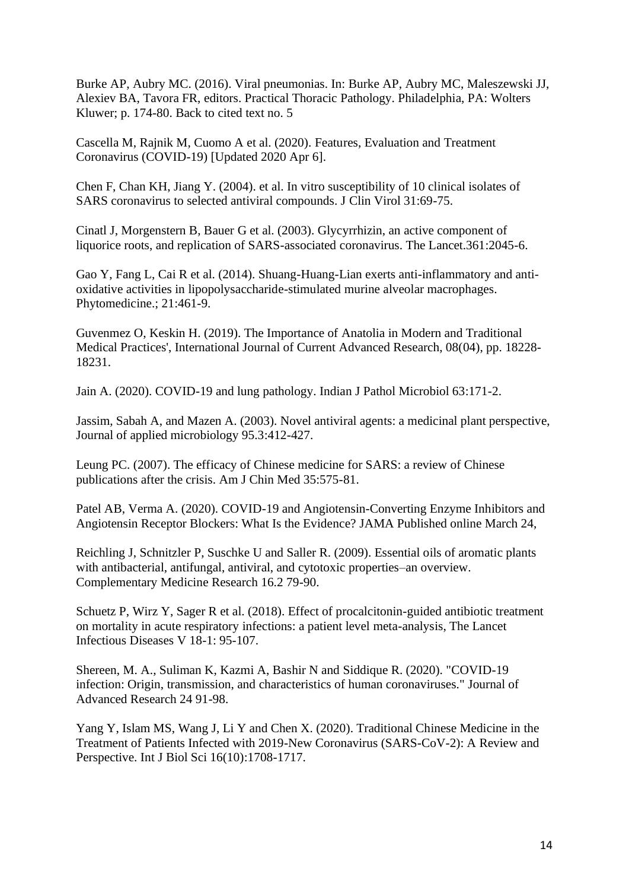Burke AP, Aubry MC. (2016). Viral pneumonias. In: Burke AP, Aubry MC, Maleszewski JJ, Alexiev BA, Tavora FR, editors. Practical Thoracic Pathology. Philadelphia, PA: Wolters Kluwer; p. 174-80. Back to cited text no. 5

Cascella M, Rajnik M, Cuomo A et al. (2020). Features, Evaluation and Treatment Coronavirus (COVID-19) [Updated 2020 Apr 6].

Chen F, Chan KH, Jiang Y. (2004). et al. In vitro susceptibility of 10 clinical isolates of SARS coronavirus to selected antiviral compounds. J Clin Virol 31:69-75.

Cinatl J, Morgenstern B, Bauer G et al. (2003). Glycyrrhizin, an active component of liquorice roots, and replication of SARS-associated coronavirus. The Lancet.361:2045-6.

Gao Y, Fang L, Cai R et al. (2014). Shuang-Huang-Lian exerts anti-inflammatory and anti-oxidative activities in lipopolysaccharide-stimulated murine alveolar macrophages. Phytomedicine.; 21:461-9.

Guvenmez O, Keskin H. (2019). The Importance of Anatolia in Modern and Traditional Medical Practices', International Journal of Current Advanced Research, 08(04), pp. 18228-18231.

Jain A. (2020). COVID-19 and lung pathology. Indian J Pathol Microbiol 63:171-2.

Jassim, Sabah A, and Mazen A. (2003). Novel antiviral agents: a medicinal plant perspective, Journal of applied microbiology 95.3:412-427.

Leung PC. (2007). The efficacy of Chinese medicine for SARS: a review of Chinese publications after the crisis. Am J Chin Med 35:575-81.

Patel AB, Verma A. (2020). COVID-19 and Angiotensin-Converting Enzyme Inhibitors and Angiotensin Receptor Blockers: What Is the Evidence? JAMA Published online March 24,

Reichling J, Schnitzler P, Suschke U and Saller R. (2009). Essential oils of aromatic plants with antibacterial, antifungal, antiviral, and cytotoxic properties–an overview. Complementary Medicine Research 16.2 79-90.

Schuetz P, Wirz Y, Sager R et al. (2018). Effect of procalcitonin-guided antibiotic treatment on mortality in acute respiratory infections: a patient level meta-analysis, The Lancet Infectious Diseases V 18-1: 95-107.

Shereen, M. A., Suliman K, Kazmi A, Bashir N and Siddique R. (2020). "COVID-19 infection: Origin, transmission, and characteristics of human coronaviruses." Journal of Advanced Research 24 91-98.

Yang Y, Islam MS, Wang J, Li Y and Chen X. (2020). Traditional Chinese Medicine in the Treatment of Patients Infected with 2019-New Coronavirus (SARS-CoV-2): A Review and Perspective. Int J Biol Sci 16(10):1708-1717.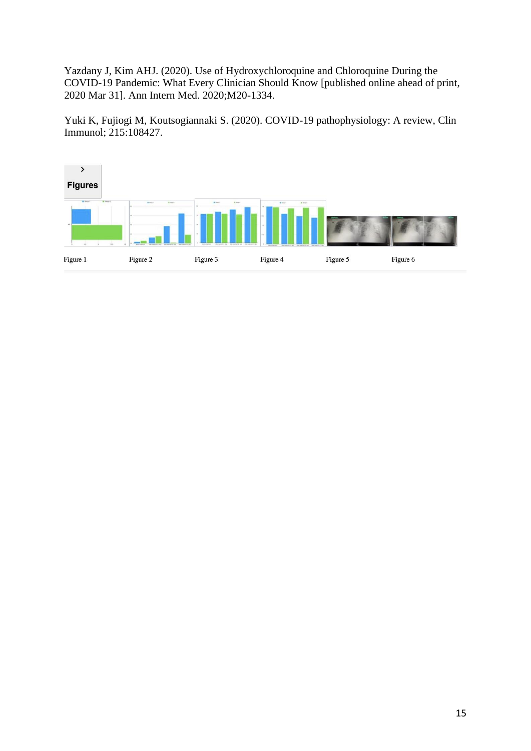Yazdany J, Kim AHJ. (2020). Use of Hydroxychloroquine and Chloroquine During the COVID-19 Pandemic: What Every Clinician Should Know [published online ahead of print, 2020 Mar 31]. Ann Intern Med. 2020;M20-1334.

Yuki K, Fujiogi M, Koutsogiannaki S. (2020). COVID-19 pathophysiology: A review, Clin Immunol; 215:108427.

›

**Figures**

Figure 1 Figure 2 Figure 3 Figure 4 Figure 5 Figure 6